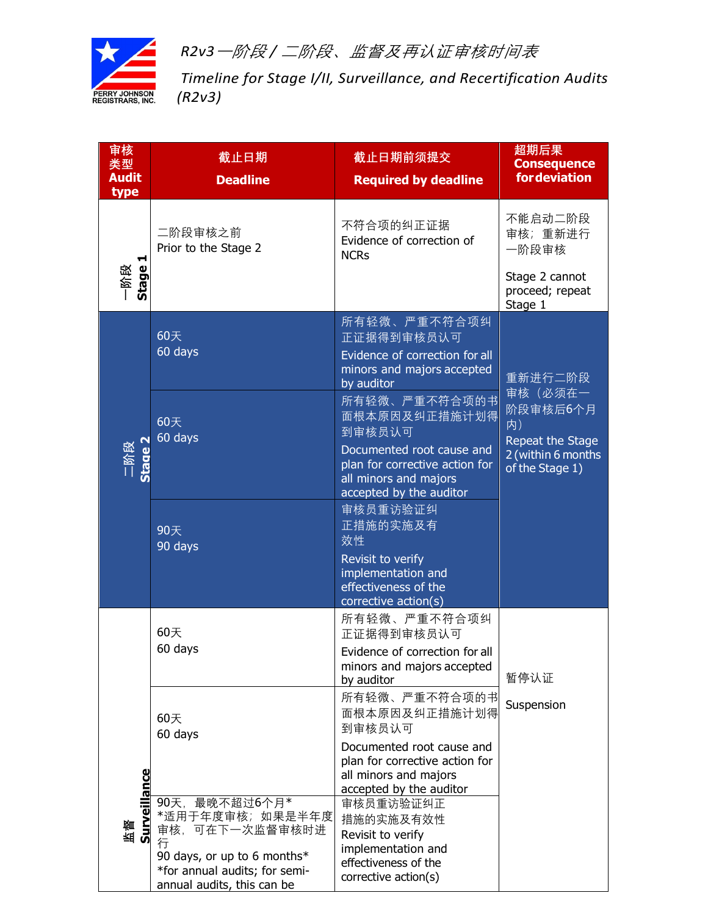# R2v3 一阶段/二阶段、监督及再认证审核时间表

# Timeline for Stage I/II, Surveillance, and Recertification Audits (R2v3)

| 审核类型 Audit type | 截止日期 Deadline | 截止日期前须提交 Required by deadline | 超期后果 Consequence for deviation |
|---|---|---|---|
| 一阶段 Stage 1 | 二阶段审核之前 Prior to the Stage 2 | 不符合项的纠正证据 Evidence of correction of NCRs | 不能启动二阶段审核；重新进行一阶段审核 Stage 2 cannot proceed; repeat Stage 1 |
| 二阶段 Stage 2 | 60天 60 days | 所有轻微、严重不符合项纠正证据得到审核员认可 Evidence of correction for all minors and majors accepted by auditor | 重新进行二阶段审核（必须在一阶段审核后6个月内） Repeat the Stage 2 (within 6 months of the Stage 1) |
| | 60天 60 days | 所有轻微、严重不符合项的书面根本原因及纠正措施计划得到审核员认可 Documented root cause and plan for corrective action for all minors and majors accepted by the auditor | |
| | 90天 90 days | 审核员重访验证纠正措施的实施及有效性 Revisit to verify implementation and effectiveness of the corrective action(s) | |
| 监督 Surveillance | 60天 60 days | 所有轻微、严重不符合项纠正证据得到审核员认可 Evidence of correction for all minors and majors accepted by auditor | 暂停认证 Suspension |
| | 60天 60 days | 所有轻微、严重不符合项的书面根本原因及纠正措施计划得到审核员认可 Documented root cause and plan for corrective action for all minors and majors accepted by the auditor | |
| | 90天，最晚不超过6个月* *适用于年度审核；如果是半年度审核，可在下一次监督审核时进行 90 days, or up to 6 months* *for annual audits; for semi-annual audits, this can be | 审核员重访验证纠正措施的实施及有效性 Revisit to verify implementation and effectiveness of the corrective action(s) | |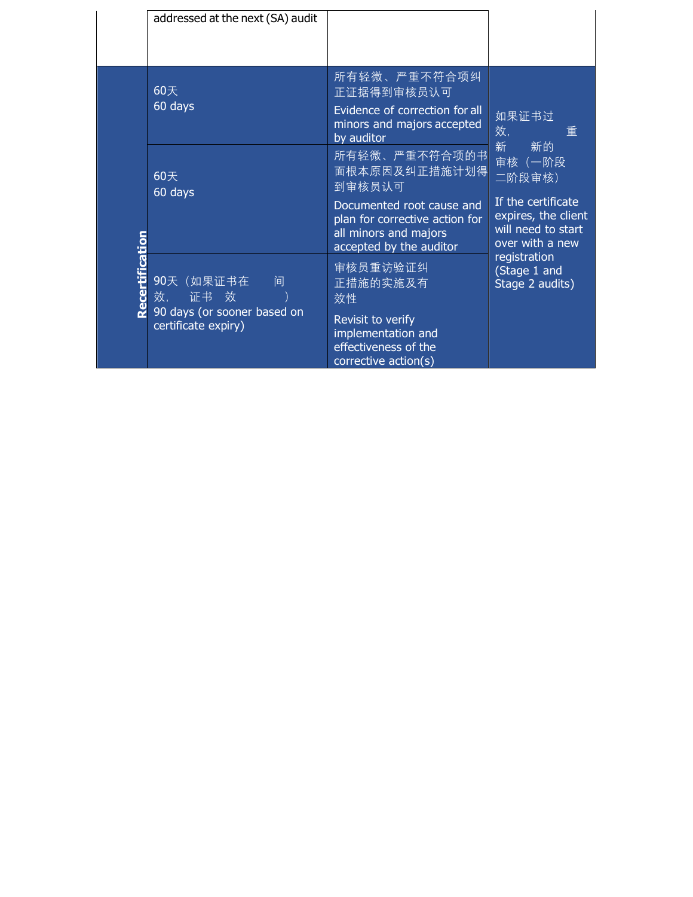| | | | |
|---|---|---|---|
| | addressed at the next (SA) audit | | |
| **Recertification** | 60天<br>60 days | 所有轻微、严重不符合项纠正证据得到审核员认可<br>Evidence of correction for all minors and majors accepted by auditor | 如果证书过效，　　重新　　新的审核（一阶段二阶段审核）<br>If the certificate expires, the client will need to start over with a new registration (Stage 1 and Stage 2 audits) |
| | 60天<br>60 days | 所有轻微、严重不符合项的书面根本原因及纠正措施计划得到审核员认可<br>Documented root cause and plan for corrective action for all minors and majors accepted by the auditor | |
| | 90天（如果证书在　　间效，　证书　效　　　　）<br>90 days (or sooner based on certificate expiry) | 审核员重访验证纠正措施的实施及有效性<br>Revisit to verify implementation and effectiveness of the corrective action(s) | |